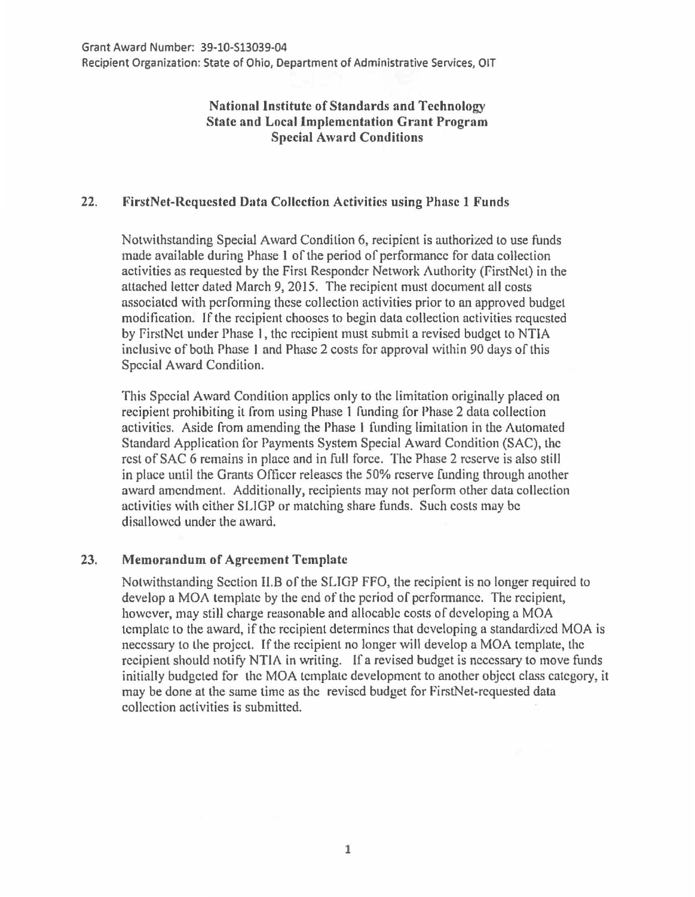Grant Award Number: 39-10-S13039-04
Recipient Organization: State of Ohio, Department of Administrative Services, OIT

# National Institute of Standards and Technology
## State and Local Implementation Grant Program
## Special Award Conditions

### 22. FirstNet-Requested Data Collection Activities using Phase 1 Funds

Notwithstanding Special Award Condition 6, recipient is authorized to use funds made available during Phase 1 of the period of performance for data collection activities as requested by the First Responder Network Authority (FirstNet) in the attached letter dated March 9, 2015. The recipient must document all costs associated with performing these collection activities prior to an approved budget modification. If the recipient chooses to begin data collection activities requested by FirstNet under Phase 1, the recipient must submit a revised budget to NTIA inclusive of both Phase 1 and Phase 2 costs for approval within 90 days of this Special Award Condition.

This Special Award Condition applies only to the limitation originally placed on recipient prohibiting it from using Phase 1 funding for Phase 2 data collection activities. Aside from amending the Phase 1 funding limitation in the Automated Standard Application for Payments System Special Award Condition (SAC), the rest of SAC 6 remains in place and in full force. The Phase 2 reserve is also still in place until the Grants Officer releases the 50% reserve funding through another award amendment. Additionally, recipients may not perform other data collection activities with either SLIGP or matching share funds. Such costs may be disallowed under the award.

### 23. Memorandum of Agreement Template

Notwithstanding Section II.B of the SLIGP FFO, the recipient is no longer required to develop a MOA template by the end of the period of performance. The recipient, however, may still charge reasonable and allocable costs of developing a MOA template to the award, if the recipient determines that developing a standardized MOA is necessary to the project. If the recipient no longer will develop a MOA template, the recipient should notify NTIA in writing. If a revised budget is necessary to move funds initially budgeted for the MOA template development to another object class category, it may be done at the same time as the revised budget for FirstNet-requested data collection activities is submitted.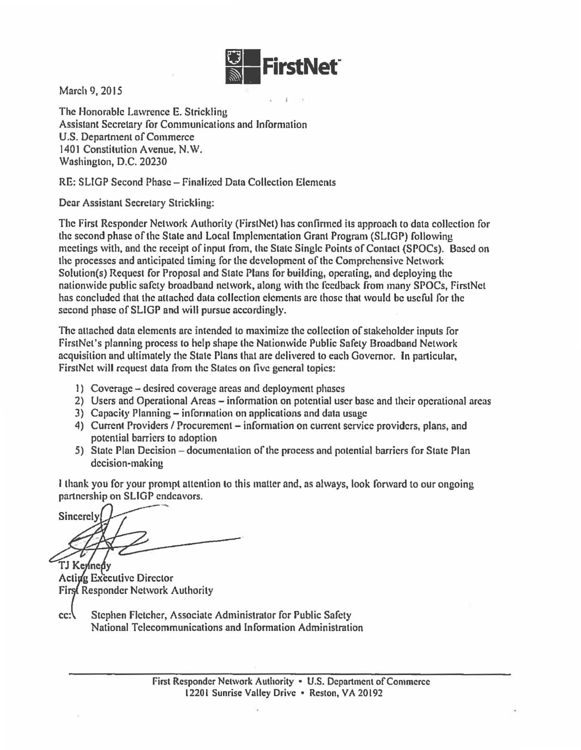FirstNet

March 9, 2015

The Honorable Lawrence E. Strickling
Assistant Secretary for Communications and Information
U.S. Department of Commerce
1401 Constitution Avenue, N.W.
Washington, D.C. 20230

RE: SLIGP Second Phase – Finalized Data Collection Elements

Dear Assistant Secretary Strickling:

The First Responder Network Authority (FirstNet) has confirmed its approach to data collection for the second phase of the State and Local Implementation Grant Program (SLIGP) following meetings with, and the receipt of input from, the State Single Points of Contact (SPOCs). Based on the processes and anticipated timing for the development of the Comprehensive Network Solution(s) Request for Proposal and State Plans for building, operating, and deploying the nationwide public safety broadband network, along with the feedback from many SPOCs, FirstNet has concluded that the attached data collection elements are those that would be useful for the second phase of SLIGP and will pursue accordingly.

The attached data elements are intended to maximize the collection of stakeholder inputs for FirstNet's planning process to help shape the Nationwide Public Safety Broadband Network acquisition and ultimately the State Plans that are delivered to each Governor. In particular, FirstNet will request data from the States on five general topics:

1) Coverage – desired coverage areas and deployment phases
2) Users and Operational Areas – information on potential user base and their operational areas
3) Capacity Planning – information on applications and data usage
4) Current Providers / Procurement – information on current service providers, plans, and potential barriers to adoption
5) State Plan Decision – documentation of the process and potential barriers for State Plan decision-making

I thank you for your prompt attention to this matter and, as always, look forward to our ongoing partnership on SLIGP endeavors.

Sincerely,

TJ Kennedy
Acting Executive Director
First Responder Network Authority

cc: Stephen Fletcher, Associate Administrator for Public Safety
National Telecommunications and Information Administration

First Responder Network Authority • U.S. Department of Commerce
12201 Sunrise Valley Drive • Reston, VA 20192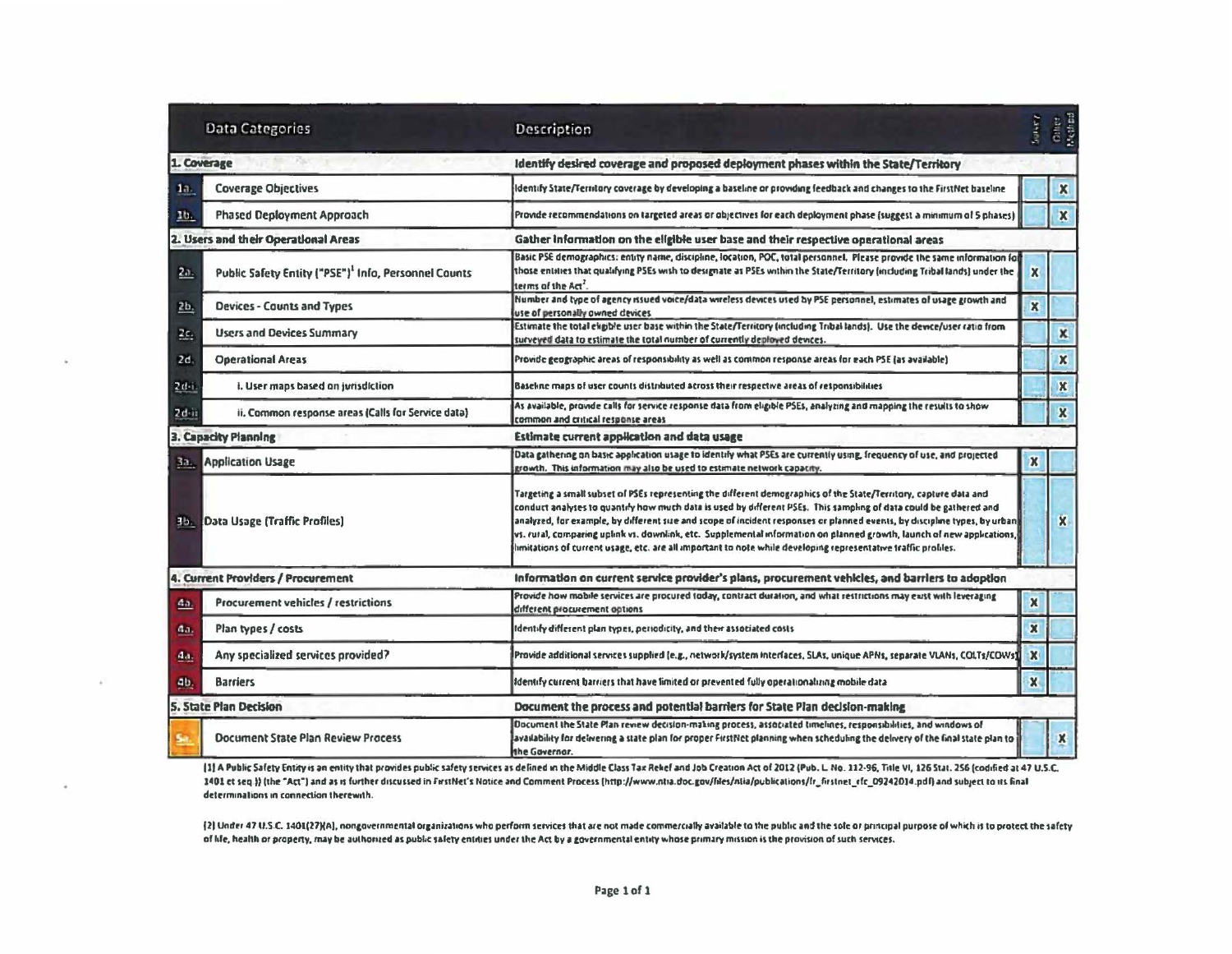| | Data Categories | Description | Survey | Other Method |
|---|---|---|---|---|
| **1. Coverage** | | **Identify desired coverage and proposed deployment phases within the State/Territory** | | |
| 1a. | Coverage Objectives | Identify State/Territory coverage by developing a baseline or providing feedback and changes to the FirstNet baseline | | X |
| 1b. | Phased Deployment Approach | Provide recommendations on targeted areas or objectives for each deployment phase (suggest a minimum of 5 phases) | | X |
| **2. Users and their Operational Areas** | | **Gather information on the eligible user base and their respective operational areas** | | |
| 2a. | Public Safety Entity ("PSE")[1] Info, Personnel Counts | Basic PSE demographics: entity name, discipline, location, POC, total personnel. Please provide the same information for those entities that qualifying PSEs wish to designate as PSEs within the State/Territory (including Tribal lands) under the terms of the Act[2]. | X | |
| 2b. | Devices - Counts and Types | Number and type of agency issued voice/data wireless devices used by PSE personnel, estimates of usage growth and use of personally owned devices | X | |
| 2c. | Users and Devices Summary | Estimate the total eligible user base within the State/Territory (including Tribal lands). Use the device/user ratio from surveyed data to estimate the total number of currently deployed devices. | | X |
| 2d. | Operational Areas | Provide geographic areas of responsibility as well as common response areas for each PSE (as available) | | X |
| 2d-i. | i. User maps based on jurisdiction | Baseline maps of user counts distributed across their respective areas of responsibilities | | X |
| 2d-ii | ii. Common response areas (Calls for Service data) | As available, provide calls for service response data from eligible PSEs, analyzing and mapping the results to show common and critical response areas | | X |
| **3. Capacity Planning** | | **Estimate current application and data usage** | | |
| 3a. | Application Usage | Data gathering on basic application usage to identify what PSEs are currently using, frequency of use, and projected growth. This information may also be used to estimate network capacity. | X | |
| 3b. | Data Usage (Traffic Profiles) | Targeting a small subset of PSEs representing the different demographics of the State/Territory, capture data and conduct analyses to quantify how much data is used by different PSEs. This sampling of data could be gathered and analyzed, for example, by different size and scope of incident responses or planned events, by discipline types, by urban vs. rural, comparing uplink vs. downlink, etc. Supplemental information on planned growth, launch of new applications, limitations of current usage, etc. are all important to note while developing representative traffic profiles. | | X |
| **4. Current Providers / Procurement** | | **Information on current service provider's plans, procurement vehicles, and barriers to adoption** | | |
| 4a. | Procurement vehicles / restrictions | Provide how mobile services are procured today, contract duration, and what restrictions may exist with leveraging different procurement options | X | |
| 4a. | Plan types / costs | Identify different plan types, periodicity, and their associated costs | X | |
| 4a. | Any specialized services provided? | Provide additional services supplied (e.g., network/system interfaces, SLAs, unique APNs, separate VLANs, COLTs/COWs) | X | |
| 4b. | Barriers | Identify current barriers that have limited or prevented fully operationalizing mobile data | X | |
| **5. State Plan Decision** | | **Document the process and potential barriers for State Plan decision-making** | | |
| 5a. | Document State Plan Review Process | Document the State Plan review decision-making process, associated timelines, responsibilities, and windows of availability for delivering a state plan for proper FirstNet planning when scheduling the delivery of the final state plan to the Governor. | | X |

(1) A Public Safety Entity is an entity that provides public safety services as defined in the Middle Class Tax Relief and Job Creation Act of 2012 (Pub. L. No. 112-96, Title VI, 126 Stat. 256 (codified at 47 U.S.C. 1401 et seq.)) (the "Act") and as is further discussed in FirstNet's Notice and Comment Process (http://www.ntia.doc.gov/files/ntia/publications/fr_firstnet_cfc_09242014.pdf) and subject to its final determinations in connection therewith.

(2) Under 47 U.S.C. 1401(27)(A), nongovernmental organizations who perform services that are not made commercially available to the public and the sole or principal purpose of which is to protect the safety of life, health or property, may be authorized as public safety entities under the Act by a governmental entity whose primary mission is the provision of such services.